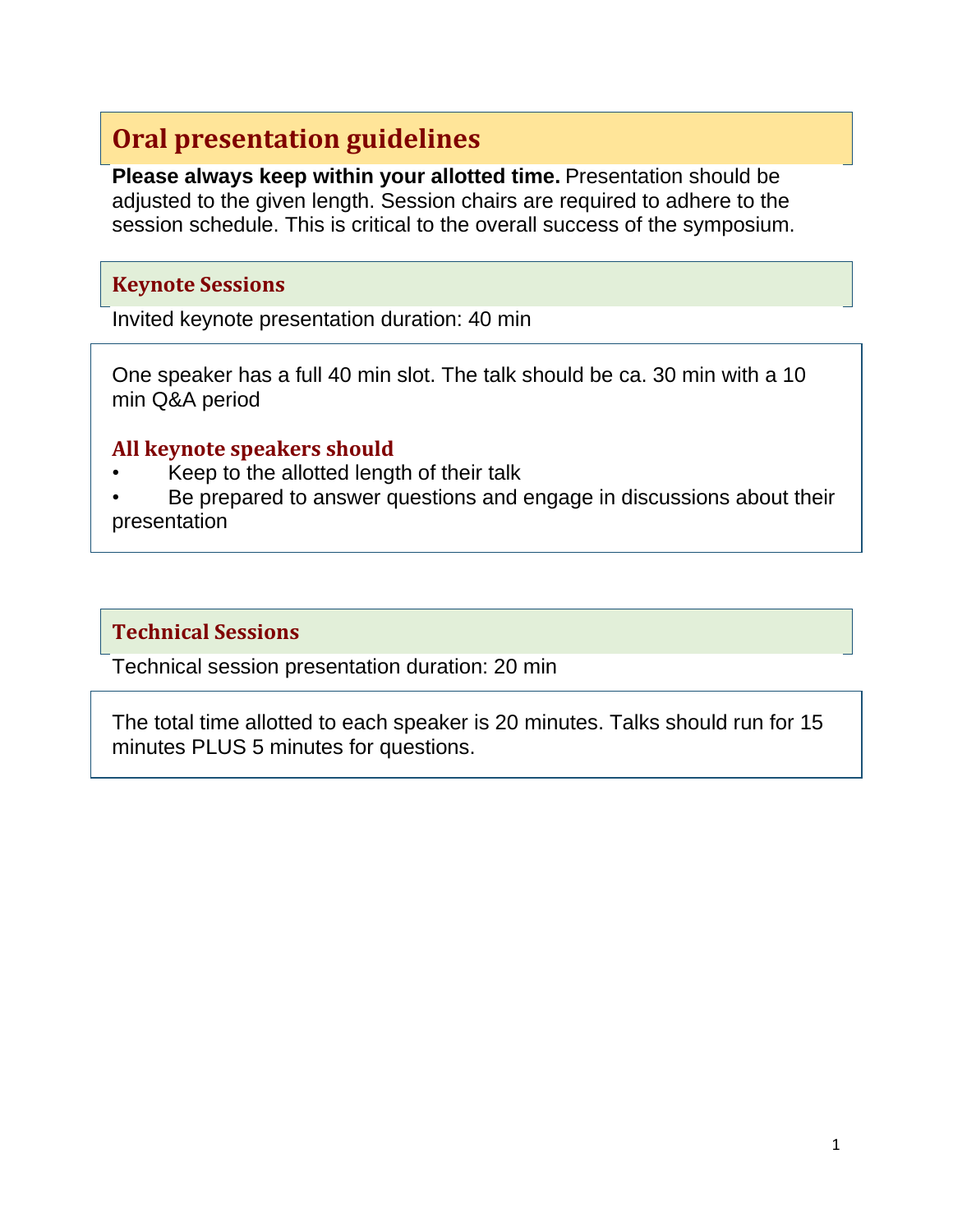# Oral presentation guidelines

**Please always keep within your allotted time.** Presentation should be adjusted to the given length. Session chairs are required to adhere to the session schedule. This is critical to the overall success of the symposium.

## Keynote Sessions

Invited keynote presentation duration: 40 min

One speaker has a full 40 min slot. The talk should be ca. 30 min with a 10 min Q&A period

### All keynote speakers should

- Keep to the allotted length of their talk
- Be prepared to answer questions and engage in discussions about their presentation

## Technical Sessions

Technical session presentation duration: 20 min

The total time allotted to each speaker is 20 minutes. Talks should run for 15 minutes PLUS 5 minutes for questions.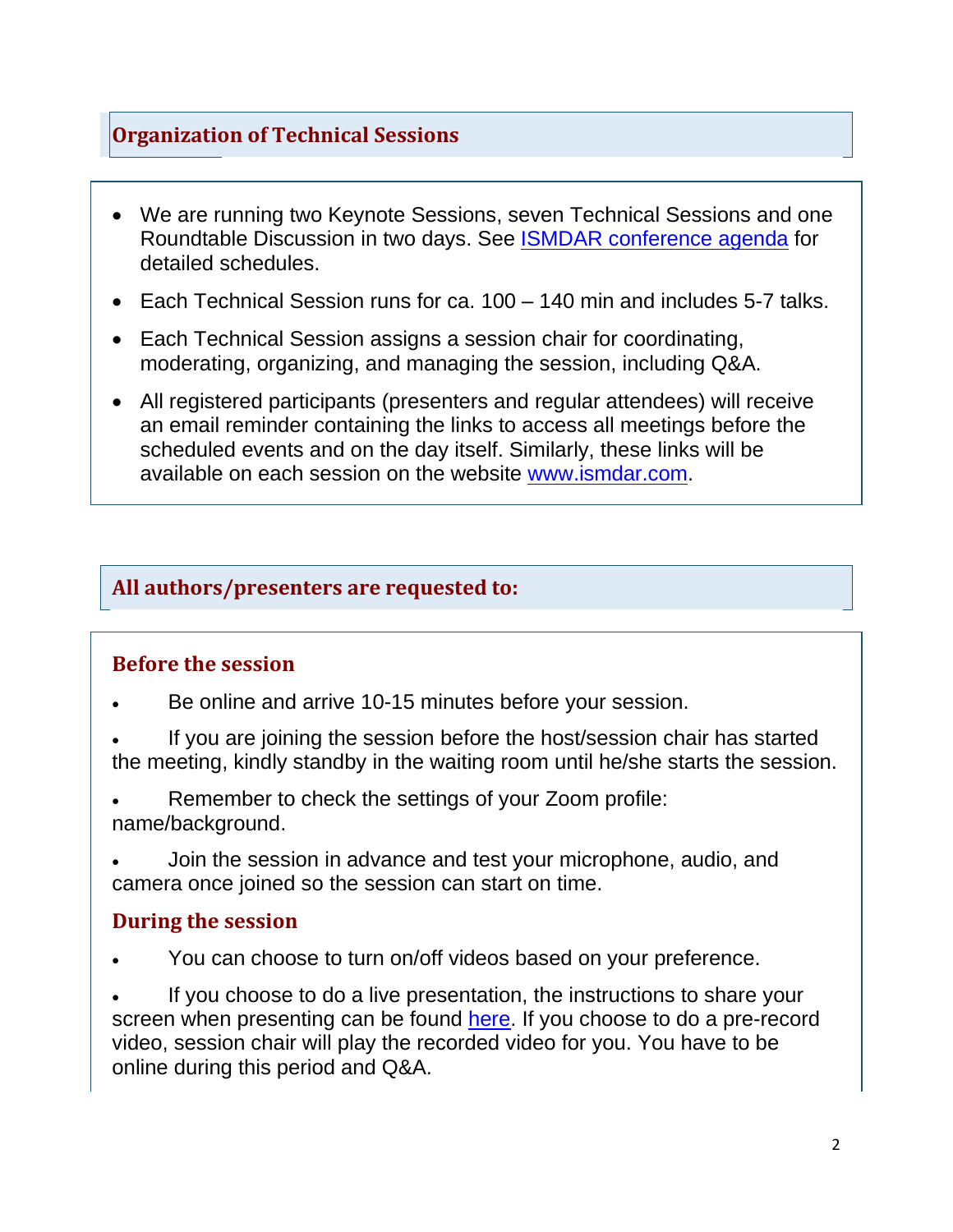## Organization of Technical Sessions

- We are running two Keynote Sessions, seven Technical Sessions and one Roundtable Discussion in two days. See [ISMDAR conference agenda]() for detailed schedules.
- Each Technical Session runs for ca. 100 – 140 min and includes 5-7 talks.
- Each Technical Session assigns a session chair for coordinating, moderating, organizing, and managing the session, including Q&A.
- All registered participants (presenters and regular attendees) will receive an email reminder containing the links to access all meetings before the scheduled events and on the day itself. Similarly, these links will be available on each session on the website [www.ismdar.com]().

## All authors/presenters are requested to:

### Before the session

- Be online and arrive 10-15 minutes before your session.
- If you are joining the session before the host/session chair has started the meeting, kindly standby in the waiting room until he/she starts the session.
- Remember to check the settings of your Zoom profile: name/background.
- Join the session in advance and test your microphone, audio, and camera once joined so the session can start on time.

### During the session

- You can choose to turn on/off videos based on your preference.
- If you choose to do a live presentation, the instructions to share your screen when presenting can be found [here](). If you choose to do a pre-record video, session chair will play the recorded video for you. You have to be online during this period and Q&A.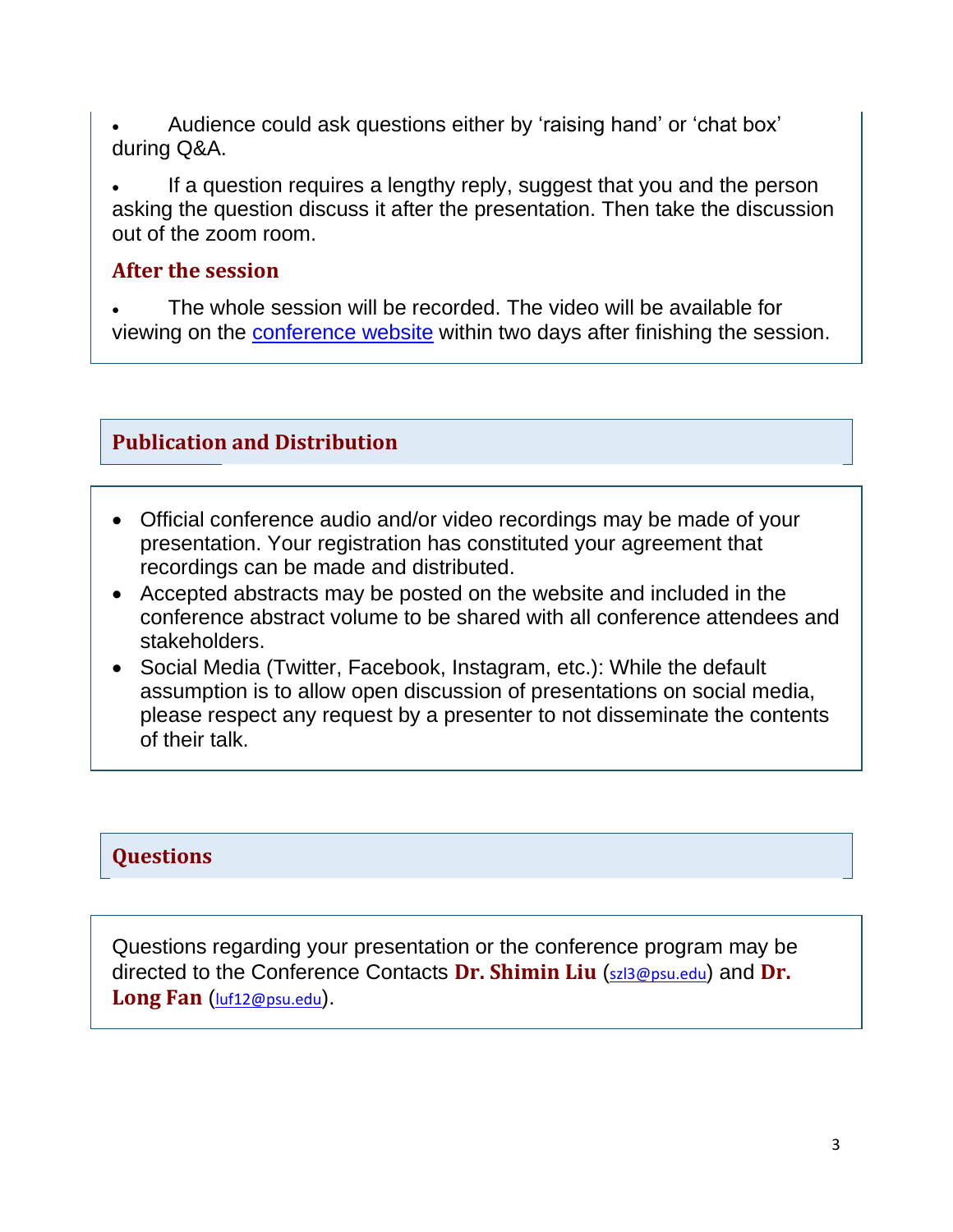- Audience could ask questions either by 'raising hand' or 'chat box' during Q&A.
- If a question requires a lengthy reply, suggest that you and the person asking the question discuss it after the presentation. Then take the discussion out of the zoom room.

### After the session

- The whole session will be recorded. The video will be available for viewing on the conference website within two days after finishing the session.

## Publication and Distribution

- Official conference audio and/or video recordings may be made of your presentation. Your registration has constituted your agreement that recordings can be made and distributed.
- Accepted abstracts may be posted on the website and included in the conference abstract volume to be shared with all conference attendees and stakeholders.
- Social Media (Twitter, Facebook, Instagram, etc.): While the default assumption is to allow open discussion of presentations on social media, please respect any request by a presenter to not disseminate the contents of their talk.

## Questions

Questions regarding your presentation or the conference program may be directed to the Conference Contacts **Dr. Shimin Liu** (szl3@psu.edu) and **Dr. Long Fan** (luf12@psu.edu).